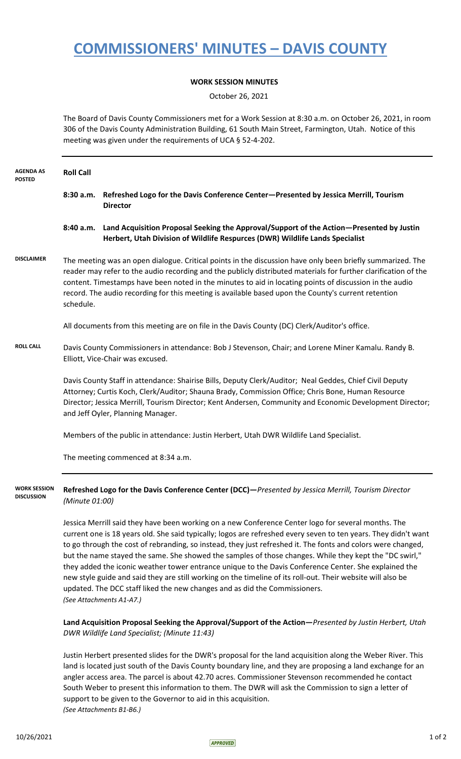# COMMISSIONERS' MINUTES – DAVIS COUNTY

**WORK SESSION MINUTES**

October 26, 2021

The Board of Davis County Commissioners met for a Work Session at 8:30 a.m. on October 26, 2021, in room 306 of the Davis County Administration Building, 61 South Main Street, Farmington, Utah. Notice of this meeting was given under the requirements of UCA § 52-4-202.

---

**AGENDA AS POSTED**

**Roll Call**

**8:30 a.m. Refreshed Logo for the Davis Conference Center—Presented by Jessica Merrill, Tourism Director**

**8:40 a.m. Land Acquisition Proposal Seeking the Approval/Support of the Action—Presented by Justin Herbert, Utah Division of Wildlife Respurces (DWR) Wildlife Lands Specialist**

**DISCLAIMER**

The meeting was an open dialogue. Critical points in the discussion have only been briefly summarized. The reader may refer to the audio recording and the publicly distributed materials for further clarification of the content. Timestamps have been noted in the minutes to aid in locating points of discussion in the audio record. The audio recording for this meeting is available based upon the County's current retention schedule.

All documents from this meeting are on file in the Davis County (DC) Clerk/Auditor's office.

**ROLL CALL**

Davis County Commissioners in attendance: Bob J Stevenson, Chair; and Lorene Miner Kamalu. Randy B. Elliott, Vice-Chair was excused.

Davis County Staff in attendance: Shairise Bills, Deputy Clerk/Auditor; Neal Geddes, Chief Civil Deputy Attorney; Curtis Koch, Clerk/Auditor; Shauna Brady, Commission Office; Chris Bone, Human Resource Director; Jessica Merrill, Tourism Director; Kent Andersen, Community and Economic Development Director; and Jeff Oyler, Planning Manager.

Members of the public in attendance: Justin Herbert, Utah DWR Wildlife Land Specialist.

The meeting commenced at 8:34 a.m.

---

**WORK SESSION DISCUSSION**

**Refreshed Logo for the Davis Conference Center (DCC)—***Presented by Jessica Merrill, Tourism Director (Minute 01:00)*

Jessica Merrill said they have been working on a new Conference Center logo for several months. The current one is 18 years old. She said typically; logos are refreshed every seven to ten years. They didn't want to go through the cost of rebranding, so instead, they just refreshed it. The fonts and colors were changed, but the name stayed the same. She showed the samples of those changes. While they kept the "DC swirl," they added the iconic weather tower entrance unique to the Davis Conference Center. She explained the new style guide and said they are still working on the timeline of its roll-out. Their website will also be updated. The DCC staff liked the new changes and as did the Commissioners.
*(See Attachments A1-A7.)*

**Land Acquisition Proposal Seeking the Approval/Support of the Action—***Presented by Justin Herbert, Utah DWR Wildlife Land Specialist; (Minute 11:43)*

Justin Herbert presented slides for the DWR's proposal for the land acquisition along the Weber River. This land is located just south of the Davis County boundary line, and they are proposing a land exchange for an angler access area. The parcel is about 42.70 acres. Commissioner Stevenson recommended he contact South Weber to present this information to them. The DWR will ask the Commission to sign a letter of support to be given to the Governor to aid in this acquisition.
*(See Attachments B1-B6.)*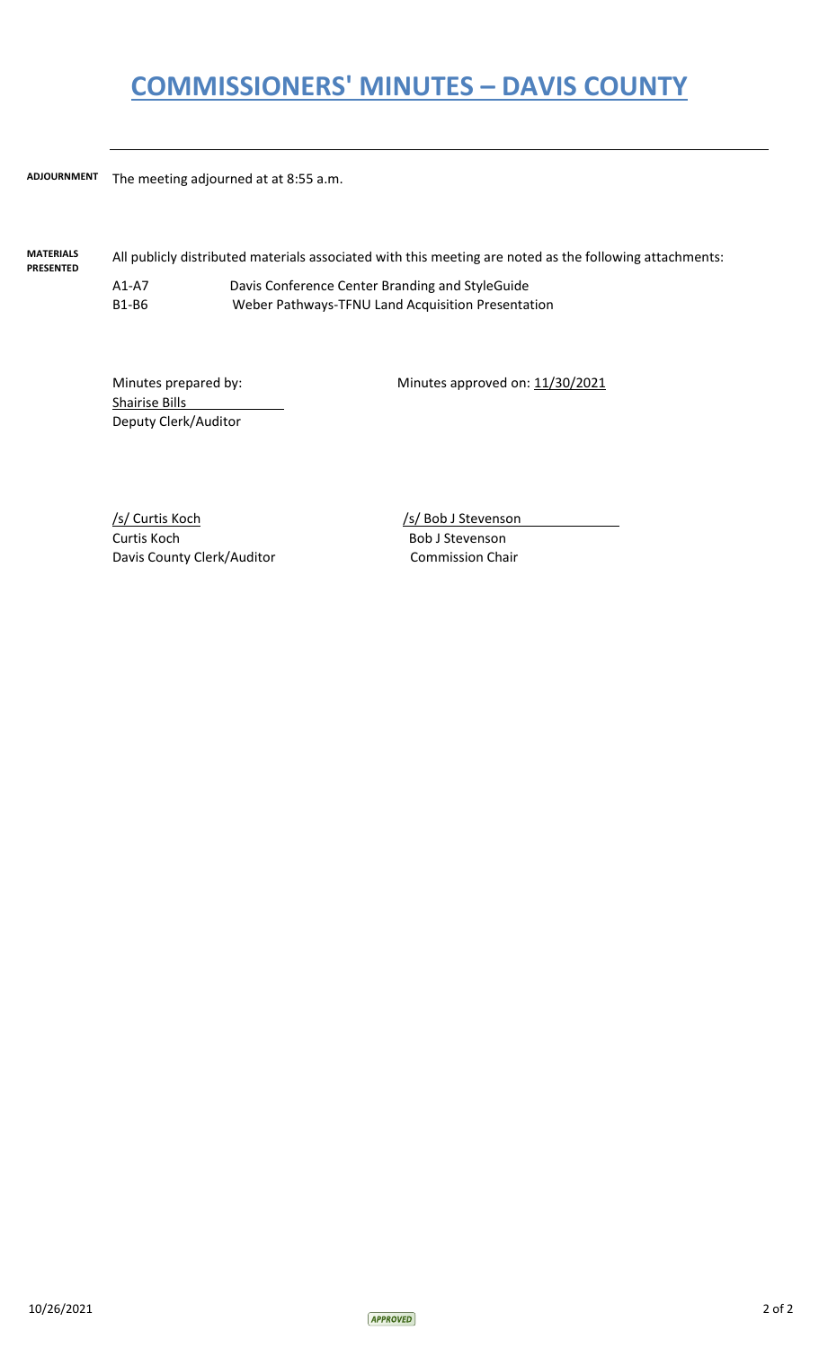# COMMISSIONERS' MINUTES – DAVIS COUNTY

**ADJOURNMENT** The meeting adjourned at at 8:55 a.m.

**MATERIALS PRESENTED** All publicly distributed materials associated with this meeting are noted as the following attachments:

| | |
|---|---|
| A1-A7 | Davis Conference Center Branding and StyleGuide |
| B1-B6 | Weber Pathways-TFNU Land Acquisition Presentation |

Minutes prepared by:
Shairise Bills
Deputy Clerk/Auditor

Minutes approved on: 11/30/2021

/s/ Curtis Koch
Curtis Koch
Davis County Clerk/Auditor

/s/ Bob J Stevenson
Bob J Stevenson
Commission Chair

10/26/2021

APPROVED